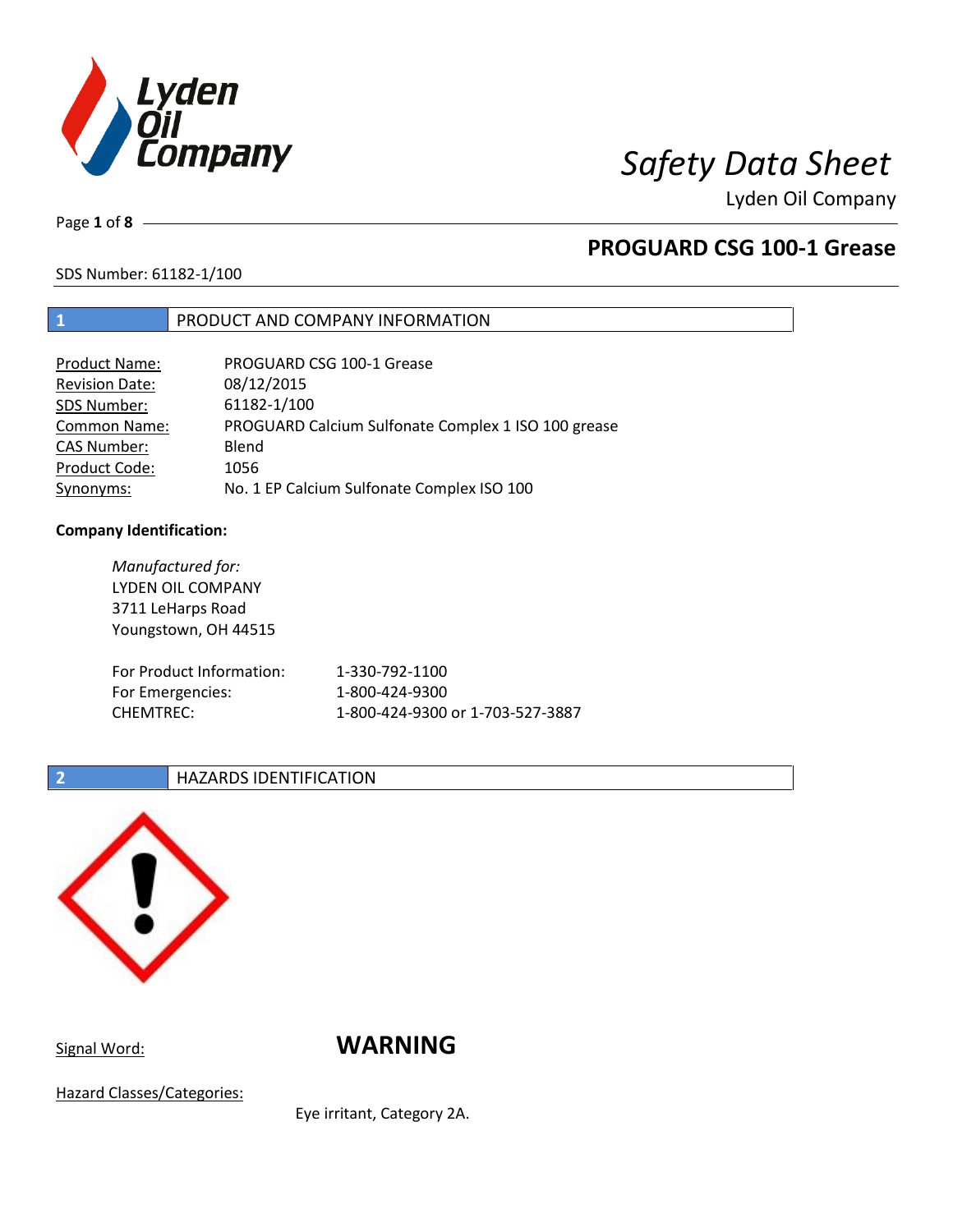# Safety Data Sheet

Lyden Oil Company

## PROGUARD CSG 100-1 Grease

SDS Number: 61182-1/100

## 1 PRODUCT AND COMPANY INFORMATION

| | |
|---|---|
| Product Name: | PROGUARD CSG 100-1 Grease |
| Revision Date: | 08/12/2015 |
| SDS Number: | 61182-1/100 |
| Common Name: | PROGUARD Calcium Sulfonate Complex 1 ISO 100 grease |
| CAS Number: | Blend |
| Product Code: | 1056 |
| Synonyms: | No. 1 EP Calcium Sulfonate Complex ISO 100 |

**Company Identification:**

*Manufactured for:*
LYDEN OIL COMPANY
3711 LeHarps Road
Youngstown, OH 44515

| | |
|---|---|
| For Product Information: | 1-330-792-1100 |
| For Emergencies: | 1-800-424-9300 |
| CHEMTREC: | 1-800-424-9300 or 1-703-527-3887 |

## 2 HAZARDS IDENTIFICATION

Signal Word: **WARNING**

Hazard Classes/Categories:

Eye irritant, Category 2A.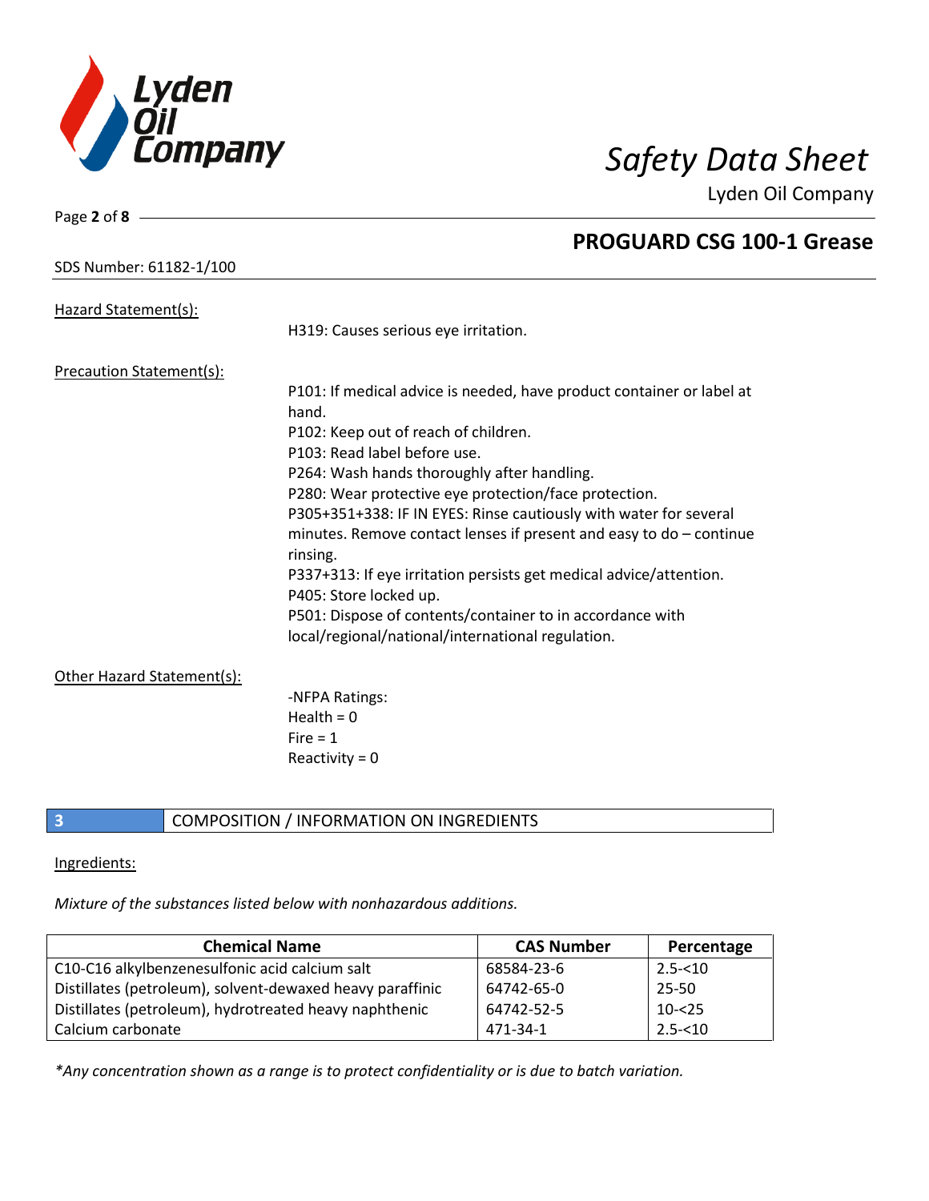Hazard Statement(s):

H319: Causes serious eye irritation.

Precaution Statement(s):

P101: If medical advice is needed, have product container or label at hand.
P102: Keep out of reach of children.
P103: Read label before use.
P264: Wash hands thoroughly after handling.
P280: Wear protective eye protection/face protection.
P305+351+338: IF IN EYES: Rinse cautiously with water for several minutes. Remove contact lenses if present and easy to do – continue rinsing.
P337+313: If eye irritation persists get medical advice/attention.
P405: Store locked up.
P501: Dispose of contents/container to in accordance with local/regional/national/international regulation.

Other Hazard Statement(s):

-NFPA Ratings:
Health = 0
Fire = 1
Reactivity = 0

## 3 COMPOSITION / INFORMATION ON INGREDIENTS

Ingredients:

*Mixture of the substances listed below with nonhazardous additions.*

| Chemical Name | CAS Number | Percentage |
|---|---|---|
| C10-C16 alkylbenzenesulfonic acid calcium salt | 68584-23-6 | 2.5-<10 |
| Distillates (petroleum), solvent-dewaxed heavy paraffinic | 64742-65-0 | 25-50 |
| Distillates (petroleum), hydrotreated heavy naphthenic | 64742-52-5 | 10-<25 |
| Calcium carbonate | 471-34-1 | 2.5-<10 |

*\*Any concentration shown as a range is to protect confidentiality or is due to batch variation.*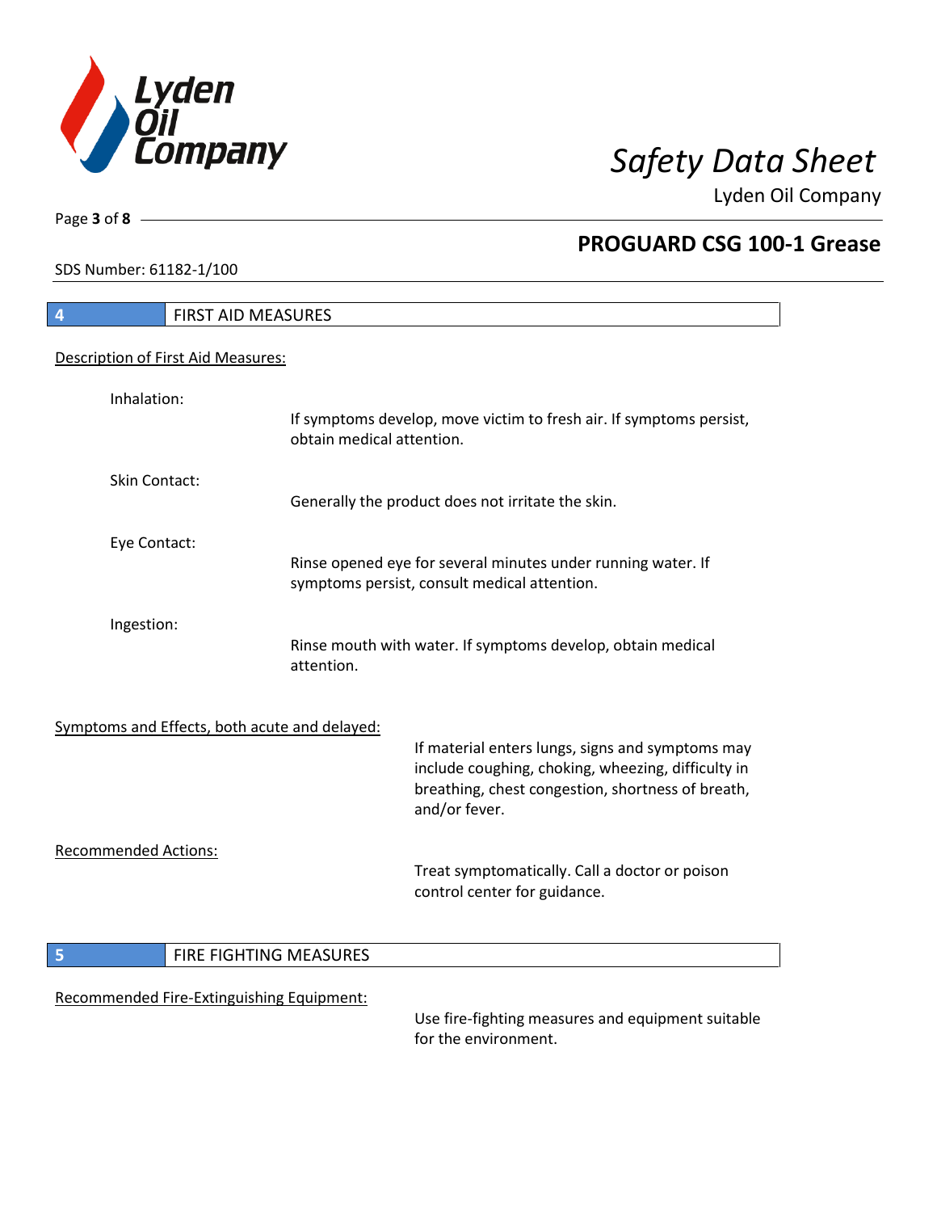## 4 FIRST AID MEASURES

Description of First Aid Measures:

**Inhalation:**
If symptoms develop, move victim to fresh air. If symptoms persist, obtain medical attention.

**Skin Contact:**
Generally the product does not irritate the skin.

**Eye Contact:**
Rinse opened eye for several minutes under running water. If symptoms persist, consult medical attention.

**Ingestion:**
Rinse mouth with water. If symptoms develop, obtain medical attention.

Symptoms and Effects, both acute and delayed:

If material enters lungs, signs and symptoms may include coughing, choking, wheezing, difficulty in breathing, chest congestion, shortness of breath, and/or fever.

Recommended Actions:

Treat symptomatically. Call a doctor or poison control center for guidance.

## 5 FIRE FIGHTING MEASURES

Recommended Fire-Extinguishing Equipment:

Use fire-fighting measures and equipment suitable for the environment.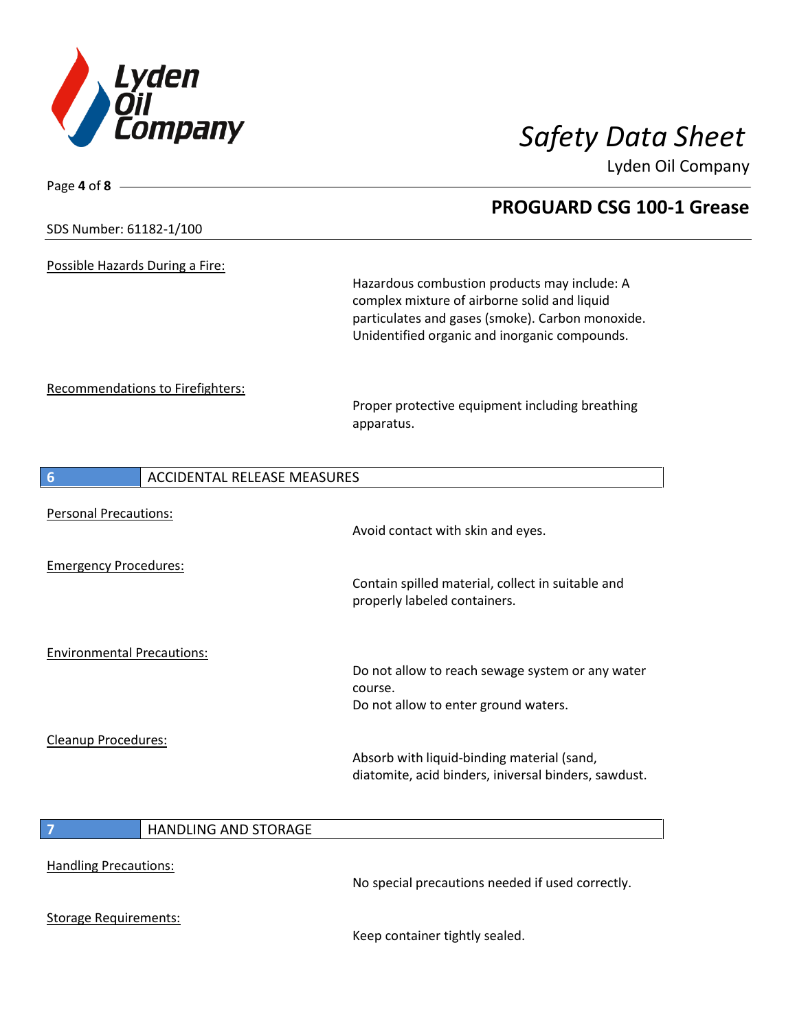Possible Hazards During a Fire:

Hazardous combustion products may include: A complex mixture of airborne solid and liquid particulates and gases (smoke). Carbon monoxide. Unidentified organic and inorganic compounds.

Recommendations to Firefighters:

Proper protective equipment including breathing apparatus.

## 6 ACCIDENTAL RELEASE MEASURES

Personal Precautions:

Avoid contact with skin and eyes.

Emergency Procedures:

Contain spilled material, collect in suitable and properly labeled containers.

Environmental Precautions:

Do not allow to reach sewage system or any water course.
Do not allow to enter ground waters.

Cleanup Procedures:

Absorb with liquid-binding material (sand, diatomite, acid binders, iniversal binders, sawdust.

## 7 HANDLING AND STORAGE

Handling Precautions:

No special precautions needed if used correctly.

Storage Requirements:

Keep container tightly sealed.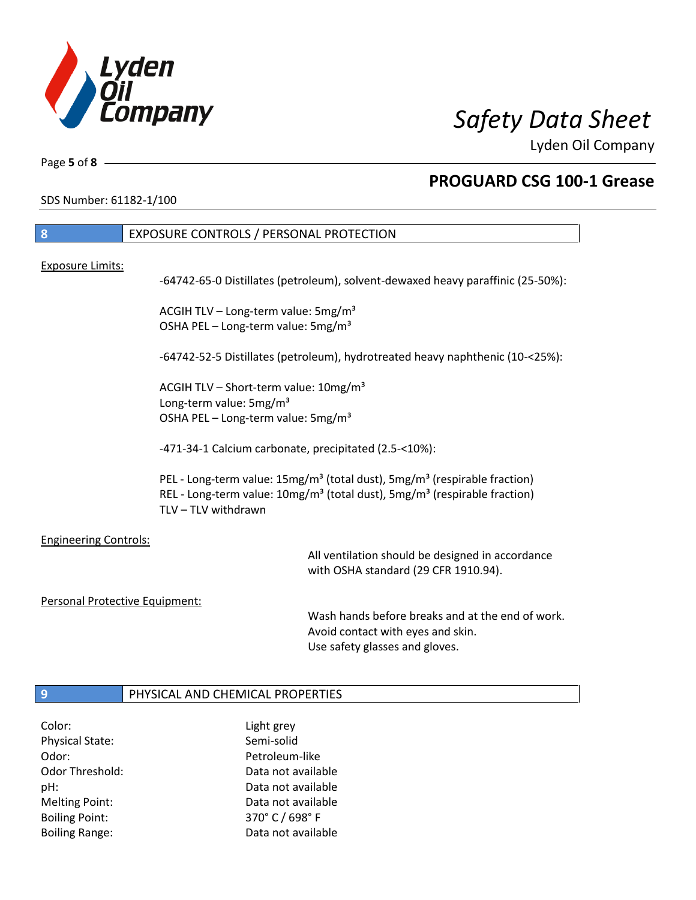## 8 EXPOSURE CONTROLS / PERSONAL PROTECTION

Exposure Limits:

-64742-65-0 Distillates (petroleum), solvent-dewaxed heavy paraffinic (25-50%):

ACGIH TLV – Long-term value: 5mg/m³
OSHA PEL – Long-term value: 5mg/m³

-64742-52-5 Distillates (petroleum), hydrotreated heavy naphthenic (10-<25%):

ACGIH TLV – Short-term value: 10mg/m³
Long-term value: 5mg/m³
OSHA PEL – Long-term value: 5mg/m³

-471-34-1 Calcium carbonate, precipitated (2.5-<10%):

PEL - Long-term value: 15mg/m³ (total dust), 5mg/m³ (respirable fraction)
REL - Long-term value: 10mg/m³ (total dust), 5mg/m³ (respirable fraction)
TLV – TLV withdrawn

Engineering Controls:

All ventilation should be designed in accordance with OSHA standard (29 CFR 1910.94).

Personal Protective Equipment:

Wash hands before breaks and at the end of work.
Avoid contact with eyes and skin.
Use safety glasses and gloves.

## 9 PHYSICAL AND CHEMICAL PROPERTIES

| | |
|---|---|
| Color: | Light grey |
| Physical State: | Semi-solid |
| Odor: | Petroleum-like |
| Odor Threshold: | Data not available |
| pH: | Data not available |
| Melting Point: | Data not available |
| Boiling Point: | 370° C / 698° F |
| Boiling Range: | Data not available |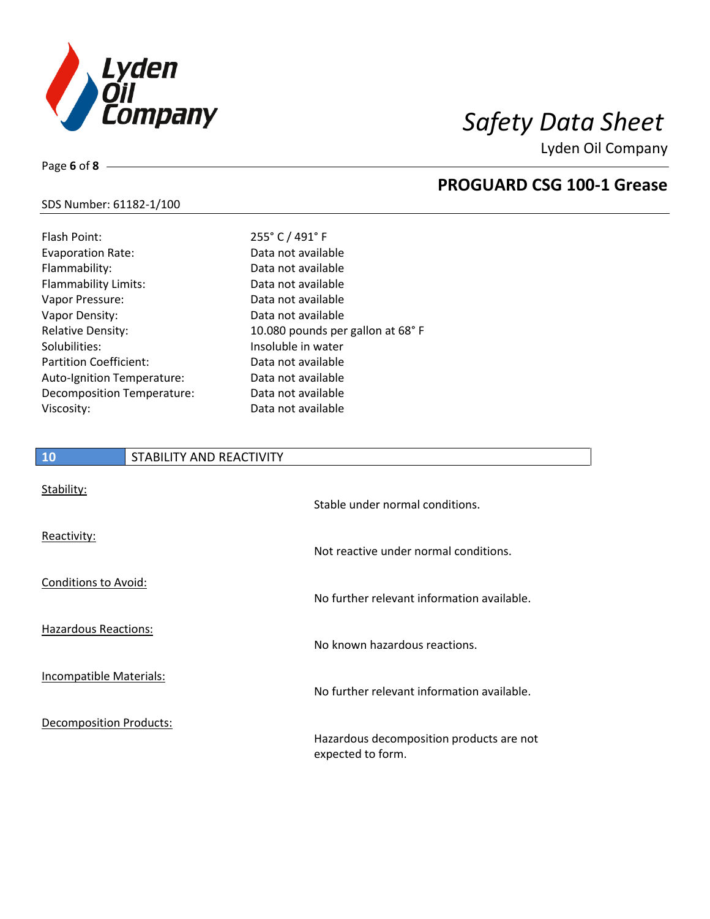| | |
|---|---|
| Flash Point: | 255° C / 491° F |
| Evaporation Rate: | Data not available |
| Flammability: | Data not available |
| Flammability Limits: | Data not available |
| Vapor Pressure: | Data not available |
| Vapor Density: | Data not available |
| Relative Density: | 10.080 pounds per gallon at 68° F |
| Solubilities: | Insoluble in water |
| Partition Coefficient: | Data not available |
| Auto-Ignition Temperature: | Data not available |
| Decomposition Temperature: | Data not available |
| Viscosity: | Data not available |

## 10 STABILITY AND REACTIVITY

Stability:

Stable under normal conditions.

Reactivity:

Not reactive under normal conditions.

Conditions to Avoid:

No further relevant information available.

Hazardous Reactions:

No known hazardous reactions.

Incompatible Materials:

No further relevant information available.

Decomposition Products:

Hazardous decomposition products are not expected to form.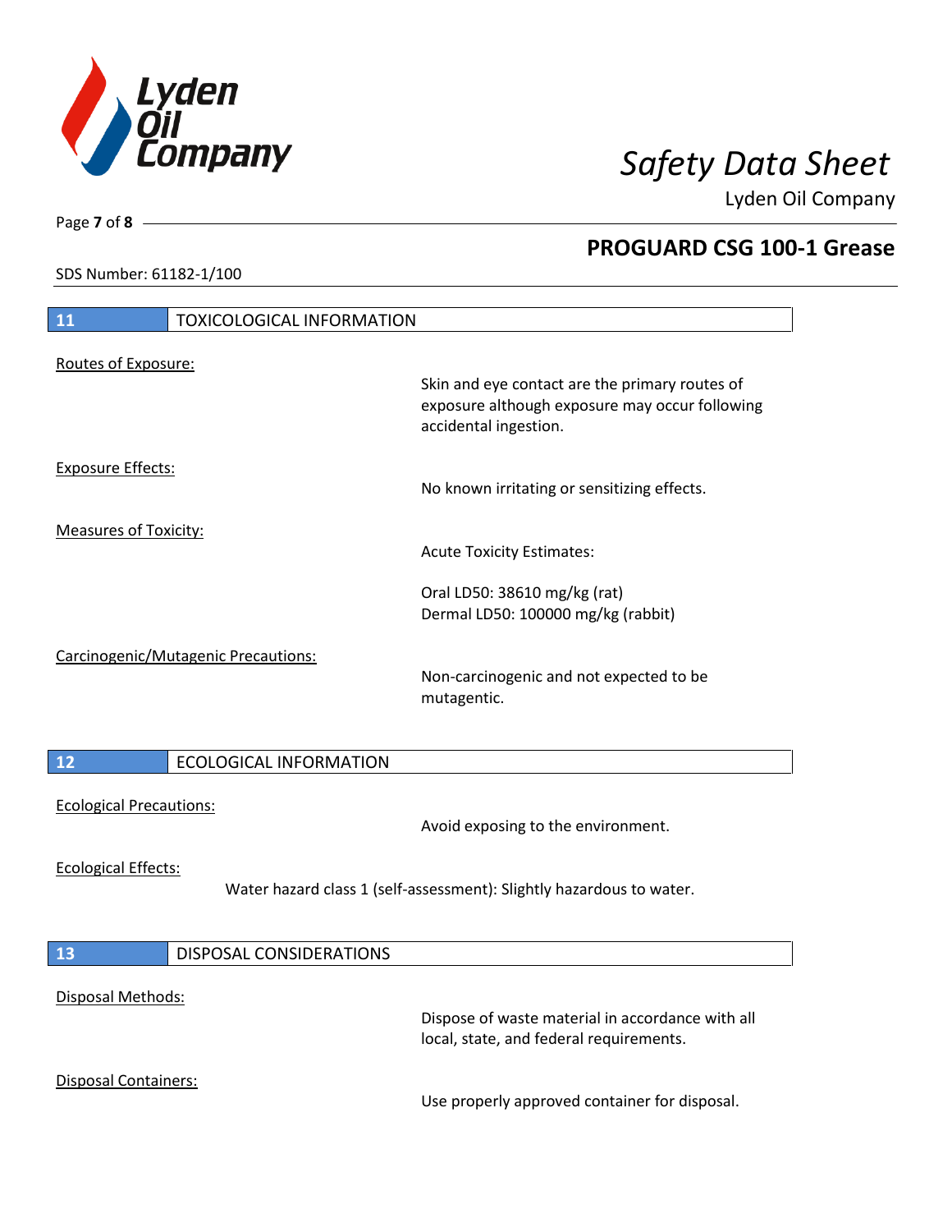## 11 TOXICOLOGICAL INFORMATION

Routes of Exposure:

Skin and eye contact are the primary routes of exposure although exposure may occur following accidental ingestion.

Exposure Effects:

No known irritating or sensitizing effects.

Measures of Toxicity:

Acute Toxicity Estimates:

Oral LD50: 38610 mg/kg (rat)
Dermal LD50: 100000 mg/kg (rabbit)

Carcinogenic/Mutagenic Precautions:

Non-carcinogenic and not expected to be mutagentic.

## 12 ECOLOGICAL INFORMATION

Ecological Precautions:

Avoid exposing to the environment.

Ecological Effects:

Water hazard class 1 (self-assessment): Slightly hazardous to water.

## 13 DISPOSAL CONSIDERATIONS

Disposal Methods:

Dispose of waste material in accordance with all local, state, and federal requirements.

Disposal Containers:

Use properly approved container for disposal.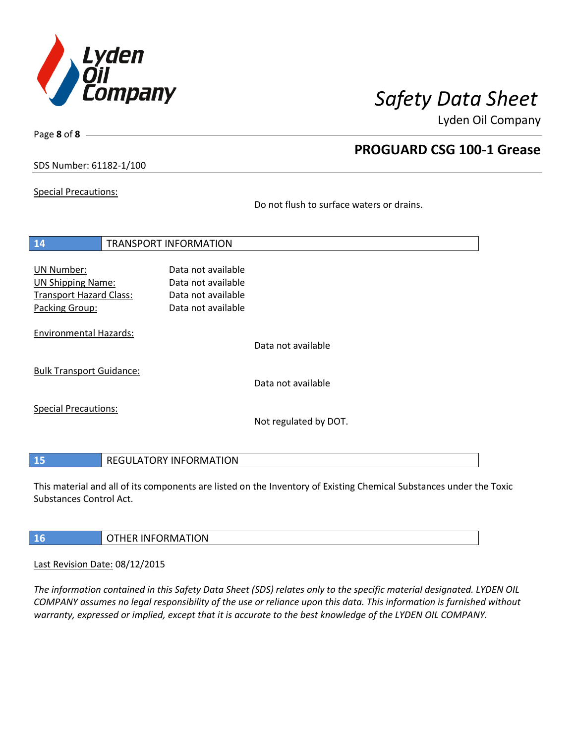Special Precautions:

Do not flush to surface waters or drains.

## 14 TRANSPORT INFORMATION

| | |
|---|---|
| UN Number: | Data not available |
| UN Shipping Name: | Data not available |
| Transport Hazard Class: | Data not available |
| Packing Group: | Data not available |

Environmental Hazards:

Data not available

Bulk Transport Guidance:

Data not available

Special Precautions:

Not regulated by DOT.

## 15 REGULATORY INFORMATION

This material and all of its components are listed on the Inventory of Existing Chemical Substances under the Toxic Substances Control Act.

## 16 OTHER INFORMATION

Last Revision Date: 08/12/2015

*The information contained in this Safety Data Sheet (SDS) relates only to the specific material designated. LYDEN OIL COMPANY assumes no legal responsibility of the use or reliance upon this data. This information is furnished without warranty, expressed or implied, except that it is accurate to the best knowledge of the LYDEN OIL COMPANY.*